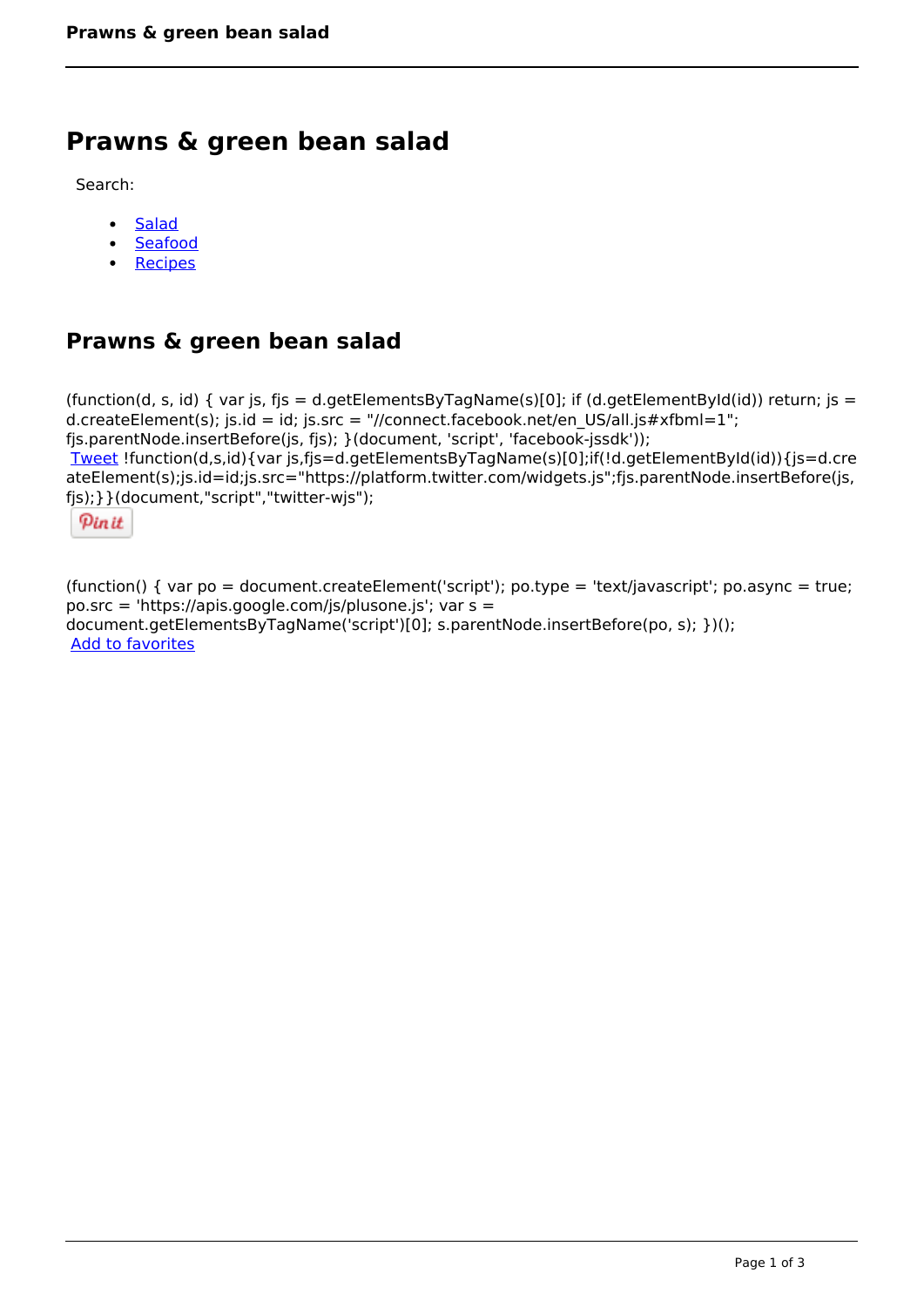# Prawns & green bean salad

Search:

- Salad
- Seafood
- Recipes

## Prawns & green bean salad

(function(d, s, id) { var js, fjs = d.getElementsByTagName(s)[0]; if (d.getElementById(id)) return; js = d.createElement(s); js.id = id; js.src = "//connect.facebook.net/en_US/all.js#xfbml=1"; fjs.parentNode.insertBefore(js, fjs); }(document, 'script', 'facebook-jssdk'));

Tweet !function(d,s,id){var js,fjs=d.getElementsByTagName(s)[0];if(!d.getElementById(id)){js=d.createElement(s);js.id=id;js.src="https://platform.twitter.com/widgets.js";fjs.parentNode.insertBefore(js,fjs);}}(document,"script","twitter-wjs");

Pin it

(function() { var po = document.createElement('script'); po.type = 'text/javascript'; po.async = true; po.src = 'https://apis.google.com/js/plusone.js'; var s = document.getElementsByTagName('script')[0]; s.parentNode.insertBefore(po, s); })();

Add to favorites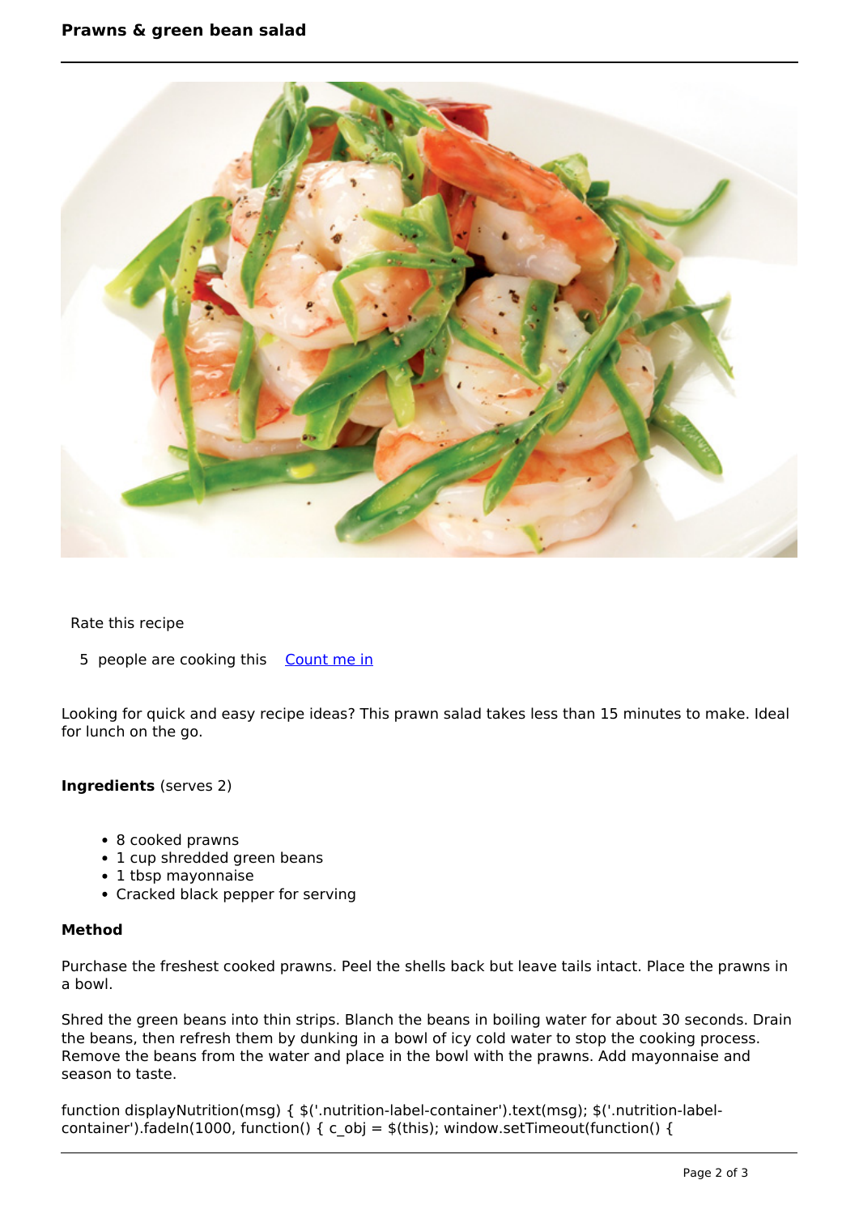# Prawns & green bean salad

Rate this recipe

5 people are cooking this [Count me in]

Looking for quick and easy recipe ideas? This prawn salad takes less than 15 minutes to make. Ideal for lunch on the go.

**Ingredients** (serves 2)

- 8 cooked prawns
- 1 cup shredded green beans
- 1 tbsp mayonnaise
- Cracked black pepper for serving

**Method**

Purchase the freshest cooked prawns. Peel the shells back but leave tails intact. Place the prawns in a bowl.

Shred the green beans into thin strips. Blanch the beans in boiling water for about 30 seconds. Drain the beans, then refresh them by dunking in a bowl of icy cold water to stop the cooking process. Remove the beans from the water and place in the bowl with the prawns. Add mayonnaise and season to taste.

```
function displayNutrition(msg) { $('.nutrition-label-container').text(msg); $('.nutrition-label-container').fadeIn(1000, function() { c_obj = $(this); window.setTimeout(function() {
```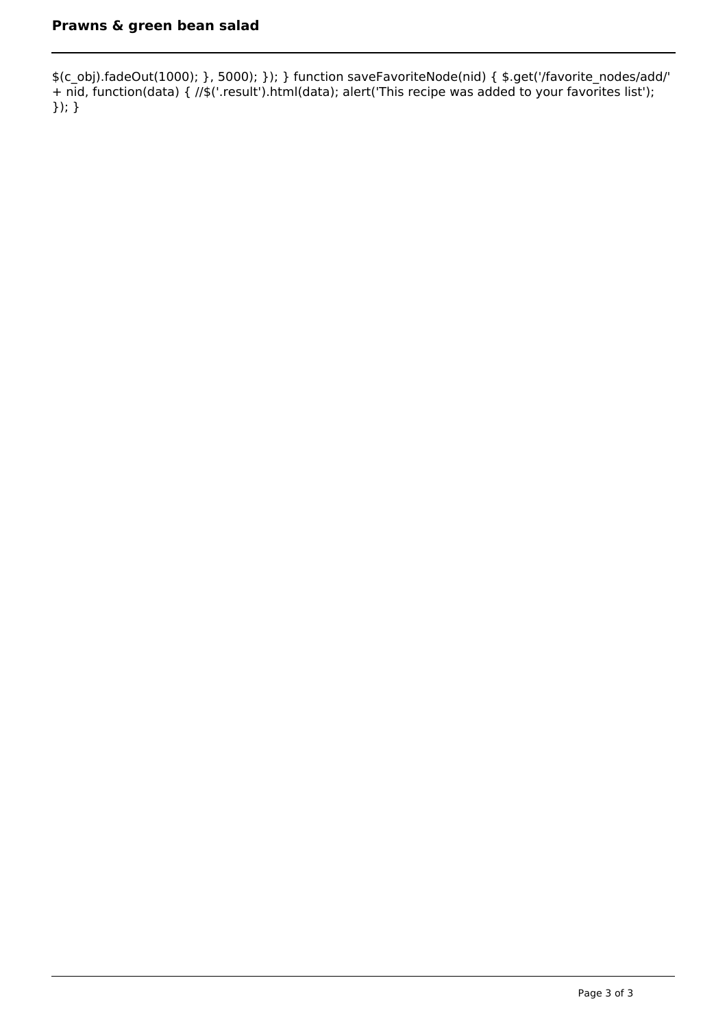$(c_obj).fadeOut(1000); }, 5000); }); } function saveFavoriteNode(nid) { $.get('/favorite_nodes/add/' + nid, function(data) { //$('.result').html(data); alert('This recipe was added to your favorites list'); }); }